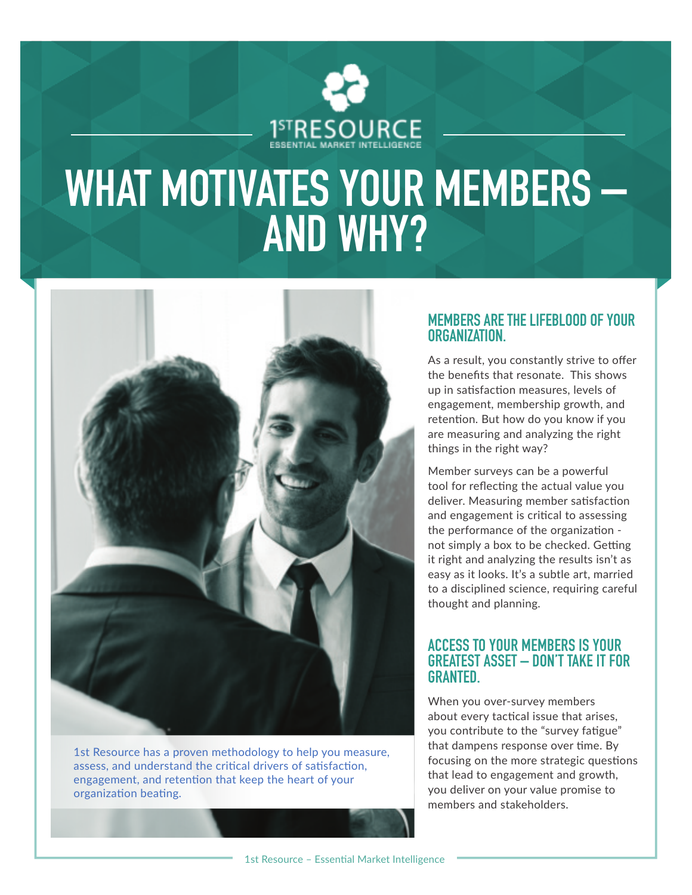1ST RESOURCE
ESSENTIAL MARKET INTELLIGENCE

# WHAT MOTIVATES YOUR MEMBERS – AND WHY?

1st Resource has a proven methodology to help you measure, assess, and understand the critical drivers of satisfaction, engagement, and retention that keep the heart of your organization beating.

## MEMBERS ARE THE LIFEBLOOD OF YOUR ORGANIZATION.

As a result, you constantly strive to offer the benefits that resonate. This shows up in satisfaction measures, levels of engagement, membership growth, and retention. But how do you know if you are measuring and analyzing the right things in the right way?

Member surveys can be a powerful tool for reflecting the actual value you deliver. Measuring member satisfaction and engagement is critical to assessing the performance of the organization - not simply a box to be checked. Getting it right and analyzing the results isn't as easy as it looks. It's a subtle art, married to a disciplined science, requiring careful thought and planning.

## ACCESS TO YOUR MEMBERS IS YOUR GREATEST ASSET – DON'T TAKE IT FOR GRANTED.

When you over-survey members about every tactical issue that arises, you contribute to the "survey fatigue" that dampens response over time. By focusing on the more strategic questions that lead to engagement and growth, you deliver on your value promise to members and stakeholders.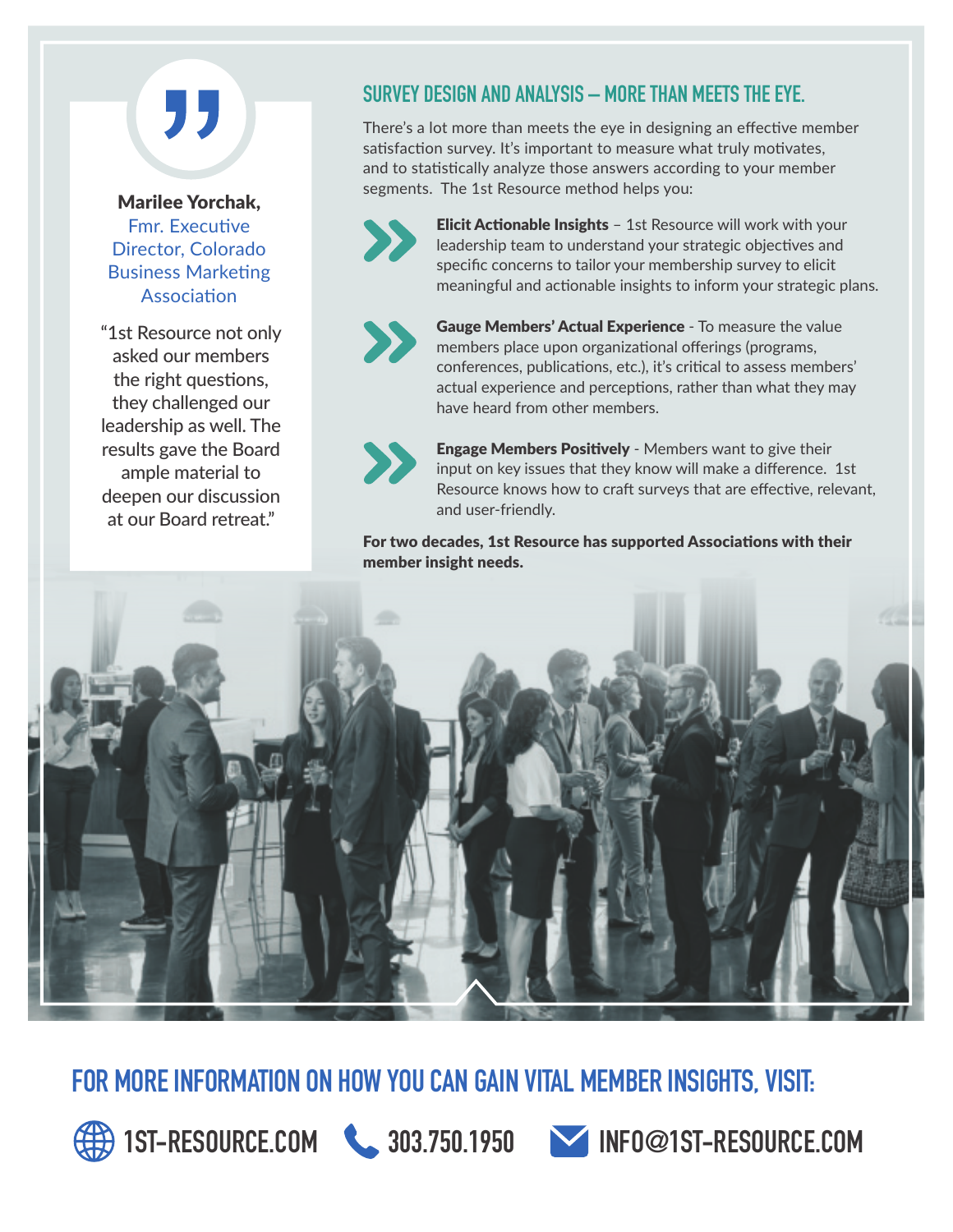**Marilee Yorchak,**
Fmr. Executive Director, Colorado Business Marketing Association

"1st Resource not only asked our members the right questions, they challenged our leadership as well. The results gave the Board ample material to deepen our discussion at our Board retreat."

## SURVEY DESIGN AND ANALYSIS – MORE THAN MEETS THE EYE.

There's a lot more than meets the eye in designing an effective member satisfaction survey. It's important to measure what truly motivates, and to statistically analyze those answers according to your member segments. The 1st Resource method helps you:

- **Elicit Actionable Insights** – 1st Resource will work with your leadership team to understand your strategic objectives and specific concerns to tailor your membership survey to elicit meaningful and actionable insights to inform your strategic plans.
- **Gauge Members' Actual Experience** - To measure the value members place upon organizational offerings (programs, conferences, publications, etc.), it's critical to assess members' actual experience and perceptions, rather than what they may have heard from other members.
- **Engage Members Positively** - Members want to give their input on key issues that they know will make a difference. 1st Resource knows how to craft surveys that are effective, relevant, and user-friendly.

**For two decades, 1st Resource has supported Associations with their member insight needs.**

## FOR MORE INFORMATION ON HOW YOU CAN GAIN VITAL MEMBER INSIGHTS, VISIT:

1ST-RESOURCE.COM 303.750.1950 INFO@1ST-RESOURCE.COM